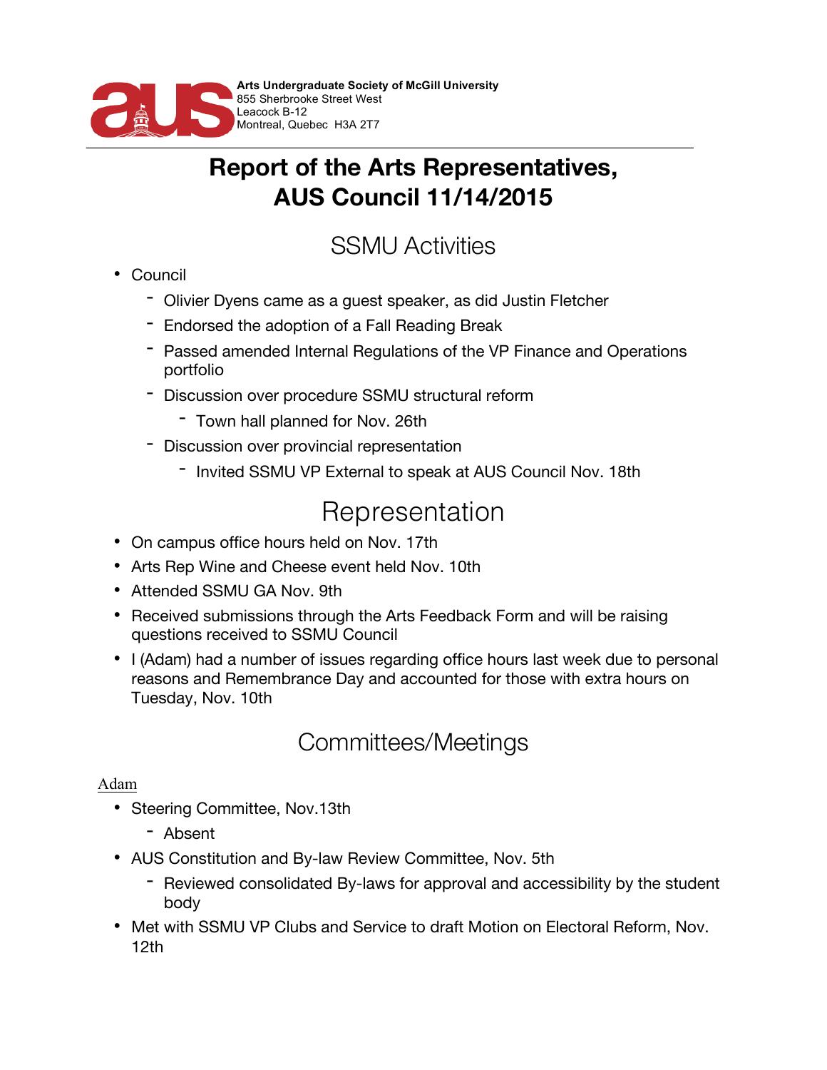Arts Undergraduate Society of McGill University
855 Sherbrooke Street West
Leacock B-12
Montreal, Quebec H3A 2T7

# Report of the Arts Representatives, AUS Council 11/14/2015

## SSMU Activities

- Council
  - Olivier Dyens came as a guest speaker, as did Justin Fletcher
  - Endorsed the adoption of a Fall Reading Break
  - Passed amended Internal Regulations of the VP Finance and Operations portfolio
  - Discussion over procedure SSMU structural reform
    - Town hall planned for Nov. 26th
  - Discussion over provincial representation
    - Invited SSMU VP External to speak at AUS Council Nov. 18th

## Representation

- On campus office hours held on Nov. 17th
- Arts Rep Wine and Cheese event held Nov. 10th
- Attended SSMU GA Nov. 9th
- Received submissions through the Arts Feedback Form and will be raising questions received to SSMU Council
- I (Adam) had a number of issues regarding office hours last week due to personal reasons and Remembrance Day and accounted for those with extra hours on Tuesday, Nov. 10th

## Committees/Meetings

Adam

- Steering Committee, Nov.13th
  - Absent
- AUS Constitution and By-law Review Committee, Nov. 5th
  - Reviewed consolidated By-laws for approval and accessibility by the student body
- Met with SSMU VP Clubs and Service to draft Motion on Electoral Reform, Nov. 12th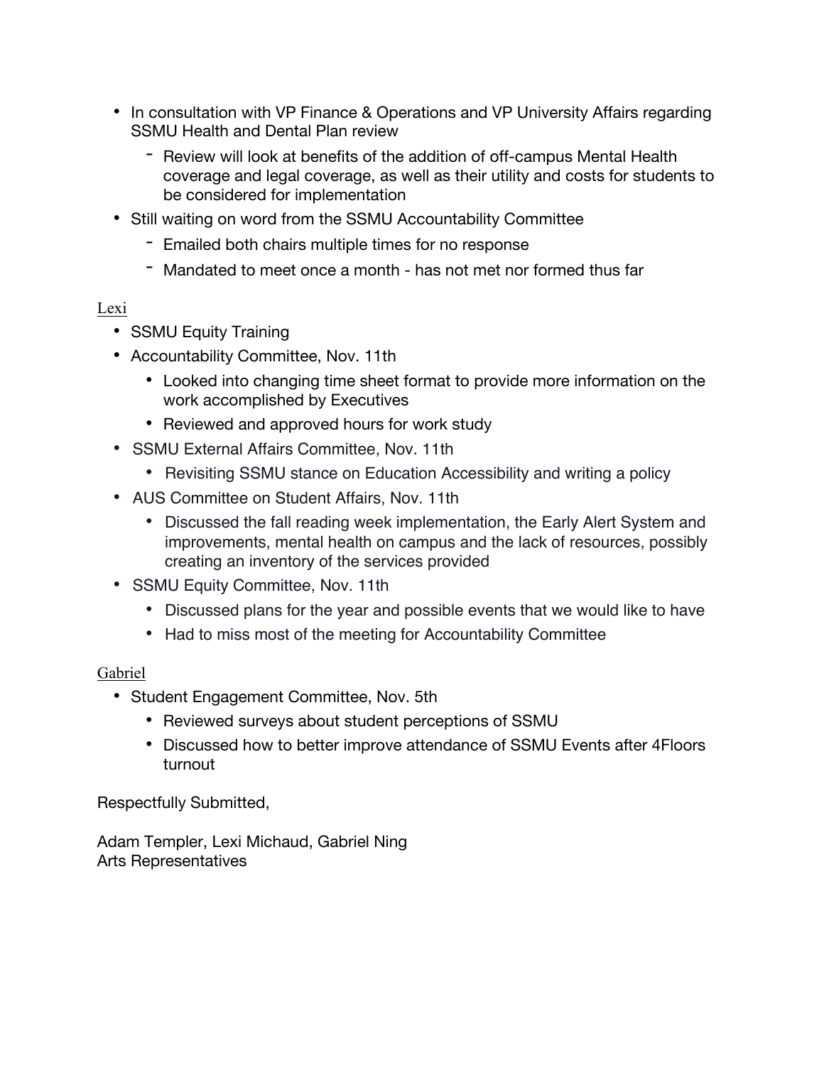- In consultation with VP Finance & Operations and VP University Affairs regarding SSMU Health and Dental Plan review
  - Review will look at benefits of the addition of off-campus Mental Health coverage and legal coverage, as well as their utility and costs for students to be considered for implementation
- Still waiting on word from the SSMU Accountability Committee
  - Emailed both chairs multiple times for no response
  - Mandated to meet once a month - has not met nor formed thus far

Lexi

- SSMU Equity Training
- Accountability Committee, Nov. 11th
  - Looked into changing time sheet format to provide more information on the work accomplished by Executives
  - Reviewed and approved hours for work study
- SSMU External Affairs Committee, Nov. 11th
  - Revisiting SSMU stance on Education Accessibility and writing a policy
- AUS Committee on Student Affairs, Nov. 11th
  - Discussed the fall reading week implementation, the Early Alert System and improvements, mental health on campus and the lack of resources, possibly creating an inventory of the services provided
- SSMU Equity Committee, Nov. 11th
  - Discussed plans for the year and possible events that we would like to have
  - Had to miss most of the meeting for Accountability Committee

Gabriel

- Student Engagement Committee, Nov. 5th
  - Reviewed surveys about student perceptions of SSMU
  - Discussed how to better improve attendance of SSMU Events after 4Floors turnout

Respectfully Submitted,

Adam Templer, Lexi Michaud, Gabriel Ning
Arts Representatives